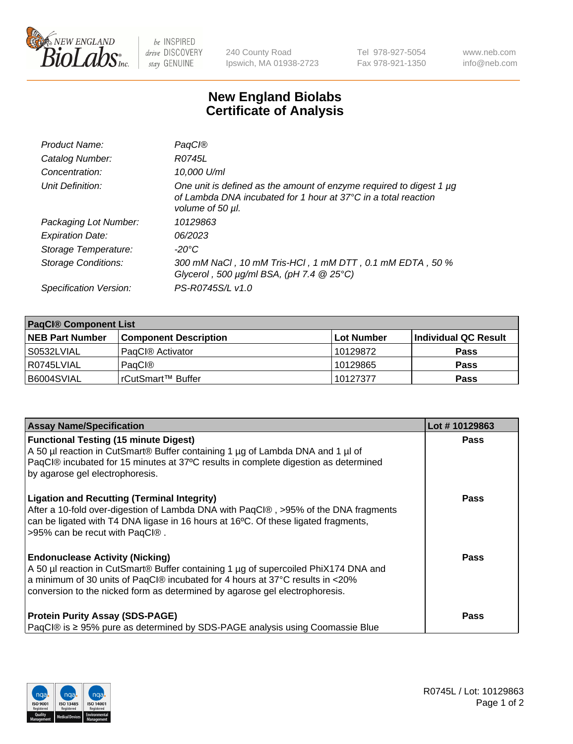# New England Biolabs Certificate of Analysis

| | |
|---|---|
| *Product Name:* | *PaqCI®* |
| *Catalog Number:* | *R0745L* |
| *Concentration:* | *10,000 U/ml* |
| *Unit Definition:* | *One unit is defined as the amount of enzyme required to digest 1 µg of Lambda DNA incubated for 1 hour at 37°C in a total reaction volume of 50 µl.* |
| *Packaging Lot Number:* | *10129863* |
| *Expiration Date:* | *06/2023* |
| *Storage Temperature:* | *-20°C* |
| *Storage Conditions:* | *300 mM NaCl , 10 mM Tris-HCl , 1 mM DTT , 0.1 mM EDTA , 50 % Glycerol , 500 µg/ml BSA, (pH 7.4 @ 25°C)* |
| *Specification Version:* | *PS-R0745S/L v1.0* |

| **PaqCI® Component List** | | | |
|---|---|---|---|
| **NEB Part Number** | **Component Description** | **Lot Number** | **Individual QC Result** |
| S0532LVIAL | PaqCI® Activator | 10129872 | **Pass** |
| R0745LVIAL | PaqCI® | 10129865 | **Pass** |
| B6004SVIAL | rCutSmart™ Buffer | 10127377 | **Pass** |

| **Assay Name/Specification** | **Lot # 10129863** |
|---|---|
| **Functional Testing (15 minute Digest)**<br>A 50 µl reaction in CutSmart® Buffer containing 1 µg of Lambda DNA and 1 µl of PaqCI® incubated for 15 minutes at 37ºC results in complete digestion as determined by agarose gel electrophoresis. | **Pass** |
| **Ligation and Recutting (Terminal Integrity)**<br>After a 10-fold over-digestion of Lambda DNA with PaqCI® , >95% of the DNA fragments can be ligated with T4 DNA ligase in 16 hours at 16ºC. Of these ligated fragments, >95% can be recut with PaqCI® . | **Pass** |
| **Endonuclease Activity (Nicking)**<br>A 50 µl reaction in CutSmart® Buffer containing 1 µg of supercoiled PhiX174 DNA and a minimum of 30 units of PaqCI® incubated for 4 hours at 37°C results in <20% conversion to the nicked form as determined by agarose gel electrophoresis. | **Pass** |
| **Protein Purity Assay (SDS-PAGE)**<br>PaqCI® is ≥ 95% pure as determined by SDS-PAGE analysis using Coomassie Blue | **Pass** |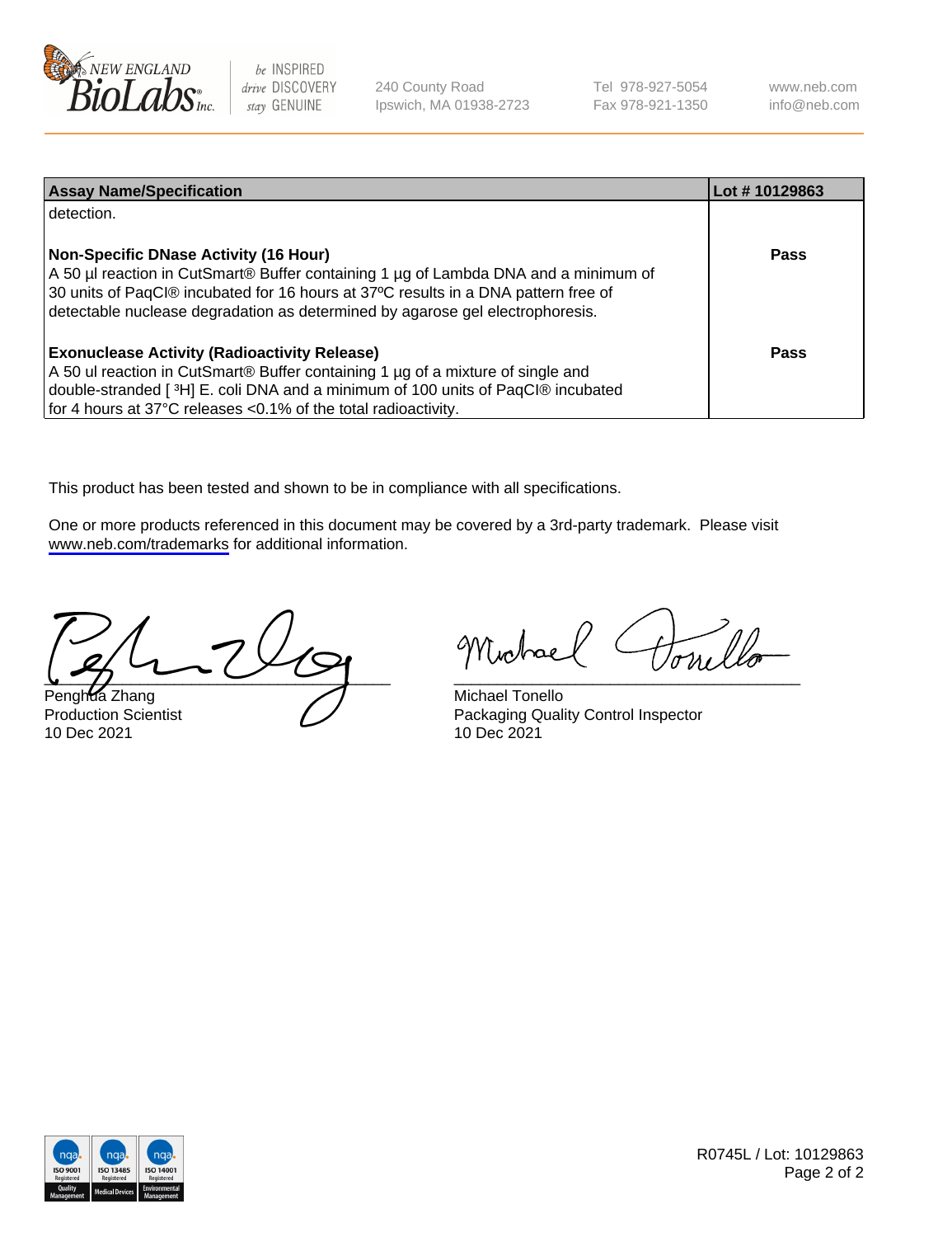| Assay Name/Specification | Lot # 10129863 |
| --- | --- |
| detection. | |
| **Non-Specific DNase Activity (16 Hour)**<br>A 50 µl reaction in CutSmart® Buffer containing 1 µg of Lambda DNA and a minimum of 30 units of PaqCI® incubated for 16 hours at 37ºC results in a DNA pattern free of detectable nuclease degradation as determined by agarose gel electrophoresis. | **Pass** |
| **Exonuclease Activity (Radioactivity Release)**<br>A 50 ul reaction in CutSmart® Buffer containing 1 µg of a mixture of single and double-stranded [ $^3$H] E. coli DNA and a minimum of 100 units of PaqCI® incubated for 4 hours at 37°C releases <0.1% of the total radioactivity. | **Pass** |

This product has been tested and shown to be in compliance with all specifications.

One or more products referenced in this document may be covered by a 3rd-party trademark. Please visit www.neb.com/trademarks for additional information.

Penghua Zhang
Production Scientist
10 Dec 2021

Michael Tonello
Packaging Quality Control Inspector
10 Dec 2021

R0745L / Lot: 10129863